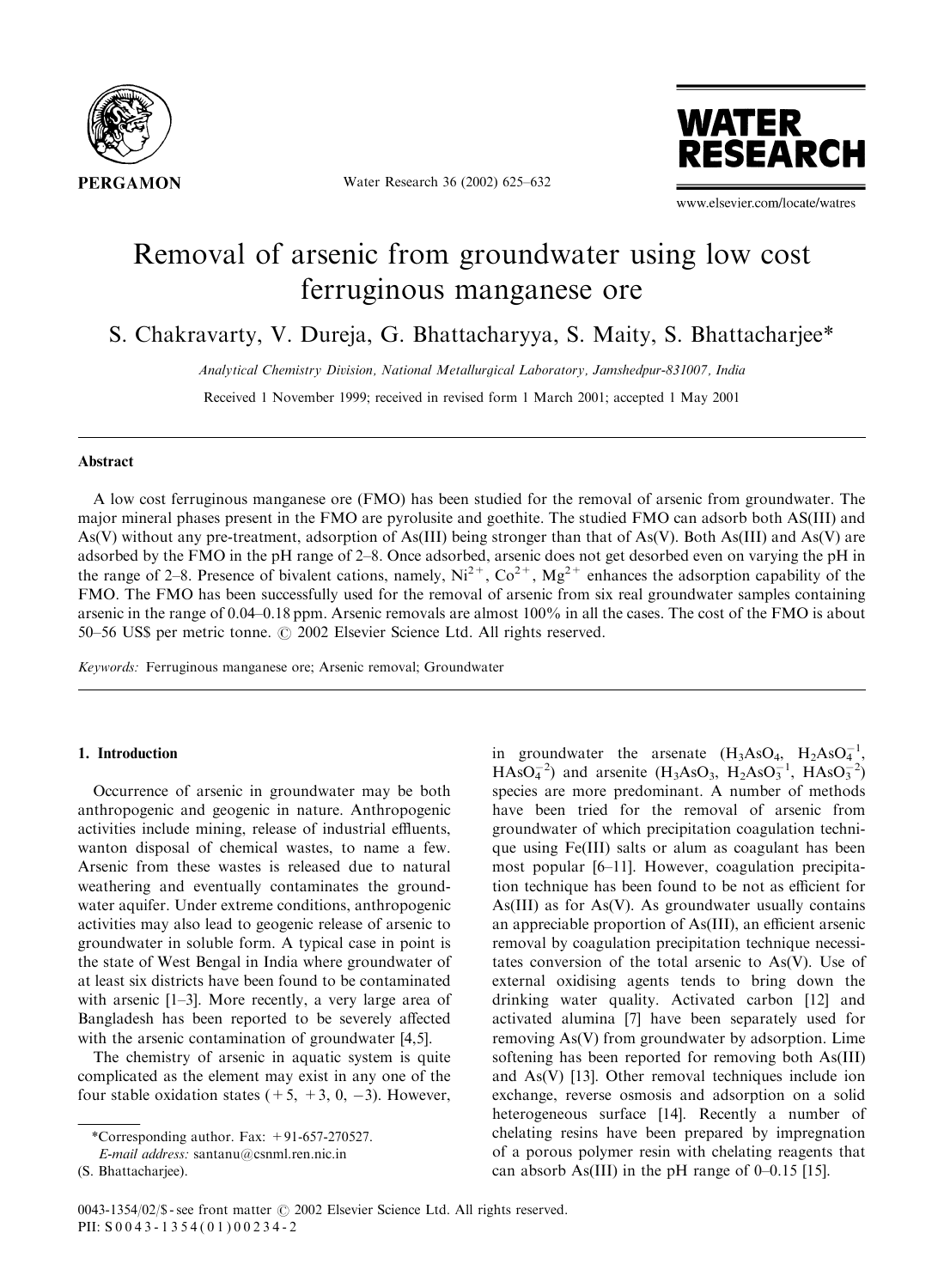# Removal of arsenic from groundwater using low cost ferruginous manganese ore

S. Chakravarty, V. Dureja, G. Bhattacharyya, S. Maity, S. Bhattacharjee*

*Analytical Chemistry Division, National Metallurgical Laboratory, Jamshedpur-831007, India*

Received 1 November 1999; received in revised form 1 March 2001; accepted 1 May 2001

## Abstract

A low cost ferruginous manganese ore (FMO) has been studied for the removal of arsenic from groundwater. The major mineral phases present in the FMO are pyrolusite and goethite. The studied FMO can adsorb both AS(III) and As(V) without any pre-treatment, adsorption of As(III) being stronger than that of As(V). Both As(III) and As(V) are adsorbed by the FMO in the pH range of 2–8. Once adsorbed, arsenic does not get desorbed even on varying the pH in the range of 2–8. Presence of bivalent cations, namely, $Ni^{2+}$, $Co^{2+}$, $Mg^{2+}$ enhances the adsorption capability of the FMO. The FMO has been successfully used for the removal of arsenic from six real groundwater samples containing arsenic in the range of 0.04–0.18 ppm. Arsenic removals are almost 100% in all the cases. The cost of the FMO is about 50–56 US$ per metric tonne. © 2002 Elsevier Science Ltd. All rights reserved.

*Keywords:* Ferruginous manganese ore; Arsenic removal; Groundwater

## 1. Introduction

Occurrence of arsenic in groundwater may be both anthropogenic and geogenic in nature. Anthropogenic activities include mining, release of industrial effluents, wanton disposal of chemical wastes, to name a few. Arsenic from these wastes is released due to natural weathering and eventually contaminates the groundwater aquifer. Under extreme conditions, anthropogenic activities may also lead to geogenic release of arsenic to groundwater in soluble form. A typical case in point is the state of West Bengal in India where groundwater of at least six districts have been found to be contaminated with arsenic [1–3]. More recently, a very large area of Bangladesh has been reported to be severely affected with the arsenic contamination of groundwater [4,5].

The chemistry of arsenic in aquatic system is quite complicated as the element may exist in any one of the four stable oxidation states (+5, +3, 0, −3). However, in groundwater the arsenate ($H_3AsO_4$, $H_2AsO_4^{-1}$, $HAsO_4^{-2}$) and arsenite ($H_3AsO_3$, $H_2AsO_3^{-1}$, $HAsO_3^{-2}$) species are more predominant. A number of methods have been tried for the removal of arsenic from groundwater of which precipitation coagulation technique using Fe(III) salts or alum as coagulant has been most popular [6–11]. However, coagulation precipitation technique has been found to be not as efficient for As(III) as for As(V). As groundwater usually contains an appreciable proportion of As(III), an efficient arsenic removal by coagulation precipitation technique necessitates conversion of the total arsenic to As(V). Use of external oxidising agents tends to bring down the drinking water quality. Activated carbon [12] and activated alumina [7] have been separately used for removing As(V) from groundwater by adsorption. Lime softening has been reported for removing both As(III) and As(V) [13]. Other removal techniques include ion exchange, reverse osmosis and adsorption on a solid heterogeneous surface [14]. Recently a number of chelating resins have been prepared by impregnation of a porous polymer resin with chelating reagents that can absorb As(III) in the pH range of 0–0.15 [15].

---

*Corresponding author. Fax: +91-657-270527.
*E-mail address:* santanu@csnml.ren.nic.in (S. Bhattacharjee).

0043-1354/02/$ - see front matter © 2002 Elsevier Science Ltd. All rights reserved.
PII: S0043-1354(01)00234-2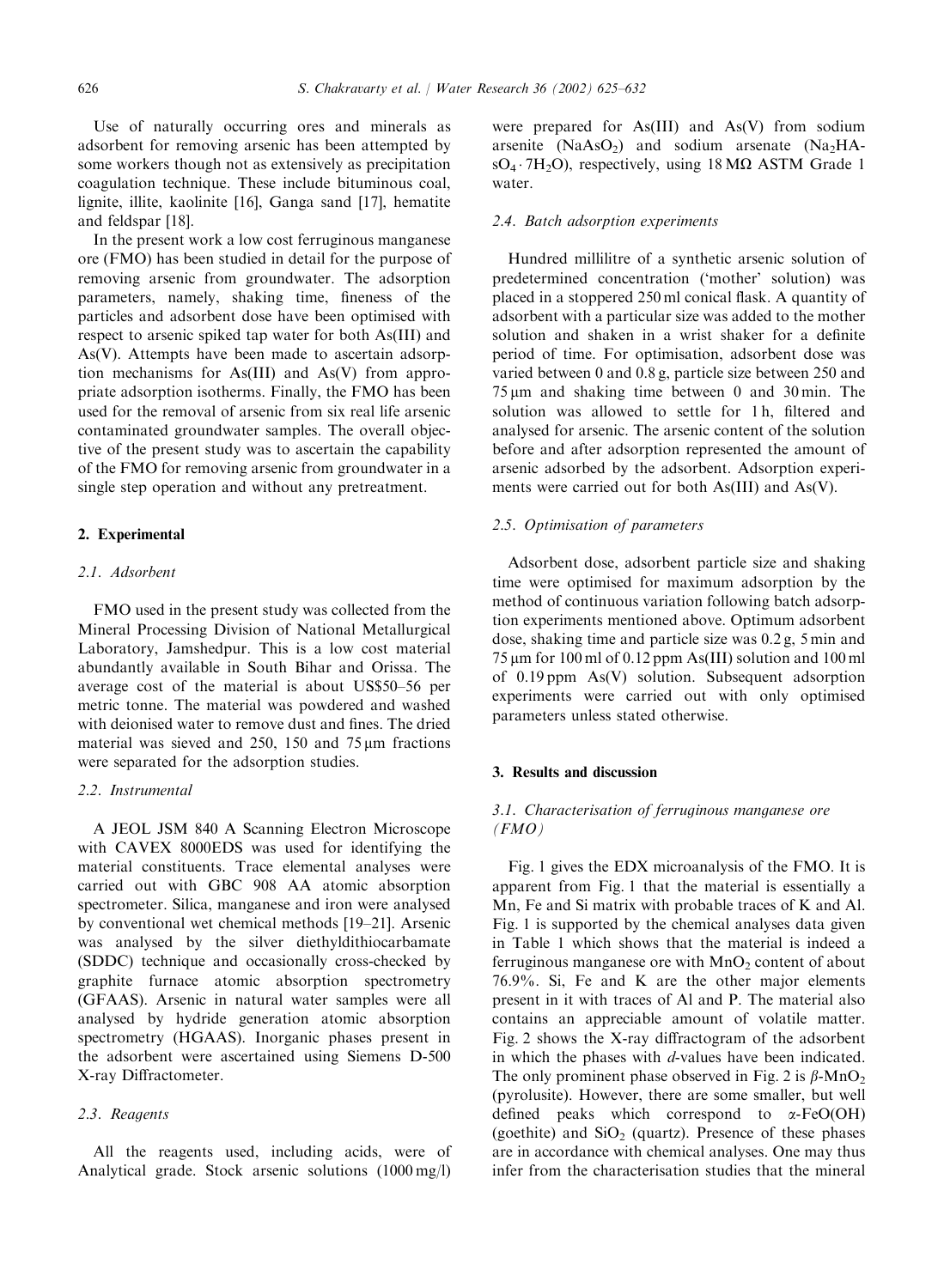Use of naturally occurring ores and minerals as adsorbent for removing arsenic has been attempted by some workers though not as extensively as precipitation coagulation technique. These include bituminous coal, lignite, illite, kaolinite [16], Ganga sand [17], hematite and feldspar [18].

In the present work a low cost ferruginous manganese ore (FMO) has been studied in detail for the purpose of removing arsenic from groundwater. The adsorption parameters, namely, shaking time, fineness of the particles and adsorbent dose have been optimised with respect to arsenic spiked tap water for both As(III) and As(V). Attempts have been made to ascertain adsorption mechanisms for As(III) and As(V) from appropriate adsorption isotherms. Finally, the FMO has been used for the removal of arsenic from six real life arsenic contaminated groundwater samples. The overall objective of the present study was to ascertain the capability of the FMO for removing arsenic from groundwater in a single step operation and without any pretreatment.

## 2. Experimental

### 2.1. Adsorbent

FMO used in the present study was collected from the Mineral Processing Division of National Metallurgical Laboratory, Jamshedpur. This is a low cost material abundantly available in South Bihar and Orissa. The average cost of the material is about US$50–56 per metric tonne. The material was powdered and washed with deionised water to remove dust and fines. The dried material was sieved and 250, 150 and 75 μm fractions were separated for the adsorption studies.

### 2.2. Instrumental

A JEOL JSM 840 A Scanning Electron Microscope with CAVEX 8000EDS was used for identifying the material constituents. Trace elemental analyses were carried out with GBC 908 AA atomic absorption spectrometer. Silica, manganese and iron were analysed by conventional wet chemical methods [19–21]. Arsenic was analysed by the silver diethyldithiocarbamate (SDDC) technique and occasionally cross-checked by graphite furnace atomic absorption spectrometry (GFAAS). Arsenic in natural water samples were all analysed by hydride generation atomic absorption spectrometry (HGAAS). Inorganic phases present in the adsorbent were ascertained using Siemens D-500 X-ray Diffractometer.

### 2.3. Reagents

All the reagents used, including acids, were of Analytical grade. Stock arsenic solutions (1000 mg/l) were prepared for As(III) and As(V) from sodium arsenite ($NaAsO_2$) and sodium arsenate ($Na_2HAsO_4 \cdot 7H_2O$), respectively, using 18 MΩ ASTM Grade 1 water.

### 2.4. Batch adsorption experiments

Hundred millilitre of a synthetic arsenic solution of predetermined concentration ('mother' solution) was placed in a stoppered 250 ml conical flask. A quantity of adsorbent with a particular size was added to the mother solution and shaken in a wrist shaker for a definite period of time. For optimisation, adsorbent dose was varied between 0 and 0.8 g, particle size between 250 and 75 μm and shaking time between 0 and 30 min. The solution was allowed to settle for 1 h, filtered and analysed for arsenic. The arsenic content of the solution before and after adsorption represented the amount of arsenic adsorbed by the adsorbent. Adsorption experiments were carried out for both As(III) and As(V).

### 2.5. Optimisation of parameters

Adsorbent dose, adsorbent particle size and shaking time were optimised for maximum adsorption by the method of continuous variation following batch adsorption experiments mentioned above. Optimum adsorbent dose, shaking time and particle size was 0.2 g, 5 min and 75 μm for 100 ml of 0.12 ppm As(III) solution and 100 ml of 0.19 ppm As(V) solution. Subsequent adsorption experiments were carried out with only optimised parameters unless stated otherwise.

## 3. Results and discussion

### 3.1. Characterisation of ferruginous manganese ore (FMO)

Fig. 1 gives the EDX microanalysis of the FMO. It is apparent from Fig. 1 that the material is essentially a Mn, Fe and Si matrix with probable traces of K and Al. Fig. 1 is supported by the chemical analyses data given in Table 1 which shows that the material is indeed a ferruginous manganese ore with $MnO_2$ content of about 76.9%. Si, Fe and K are the other major elements present in it with traces of Al and P. The material also contains an appreciable amount of volatile matter. Fig. 2 shows the X-ray diffractogram of the adsorbent in which the phases with *d*-values have been indicated. The only prominent phase observed in Fig. 2 is $\beta$-$MnO_2$ (pyrolusite). However, there are some smaller, but well defined peaks which correspond to $\alpha$-FeO(OH) (goethite) and $SiO_2$ (quartz). Presence of these phases are in accordance with chemical analyses. One may thus infer from the characterisation studies that the mineral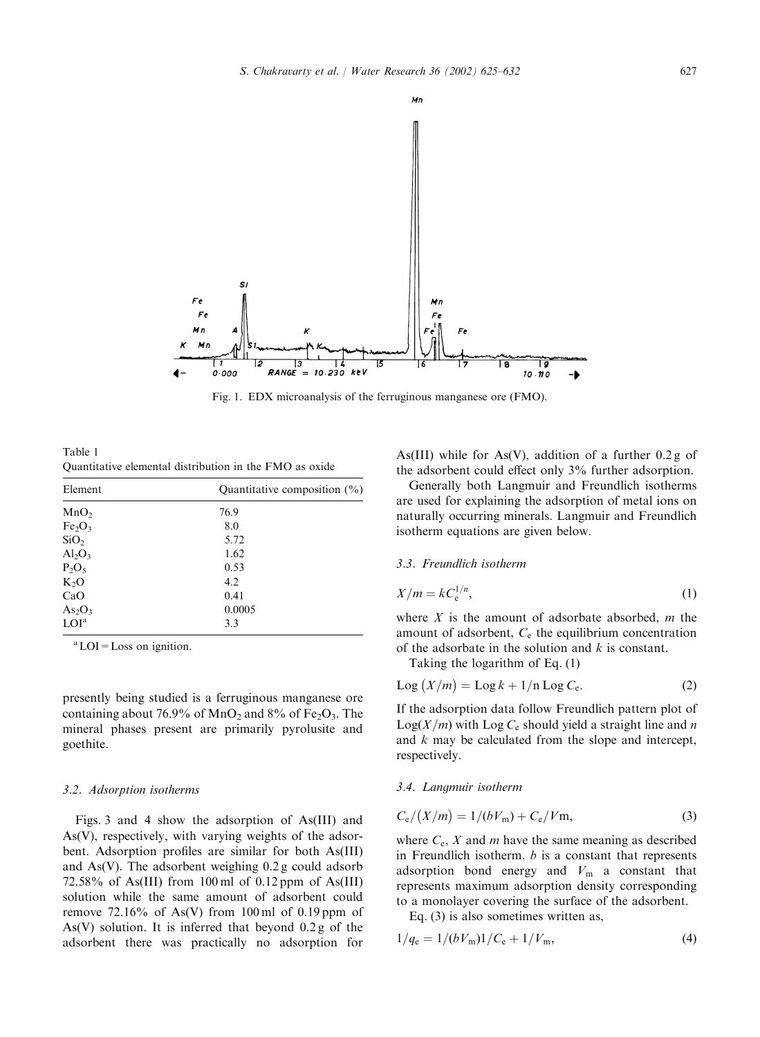Fig. 1. EDX microanalysis of the ferruginous manganese ore (FMO).

Table 1
Quantitative elemental distribution in the FMO as oxide

| Element | Quantitative composition (%) |
|---|---|
| $MnO_2$ | 76.9 |
| $Fe_2O_3$ | 8.0 |
| $SiO_2$ | 5.72 |
| $Al_2O_3$ | 1.62 |
| $P_2O_5$ | 0.53 |
| $K_2O$ | 4.2 |
| CaO | 0.41 |
| $As_2O_3$ | 0.0005 |
| LOI[a] | 3.3 |

[a] LOI = Loss on ignition.

presently being studied is a ferruginous manganese ore containing about 76.9% of $MnO_2$ and 8% of $Fe_2O_3$. The mineral phases present are primarily pyrolusite and goethite.

### 3.2. Adsorption isotherms

Figs. 3 and 4 show the adsorption of As(III) and As(V), respectively, with varying weights of the adsorbent. Adsorption profiles are similar for both As(III) and As(V). The adsorbent weighing 0.2 g could adsorb 72.58% of As(III) from 100 ml of 0.12 ppm of As(III) solution while the same amount of adsorbent could remove 72.16% of As(V) from 100 ml of 0.19 ppm of As(V) solution. It is inferred that beyond 0.2 g of the adsorbent there was practically no adsorption for As(III) while for As(V), addition of a further 0.2 g of the adsorbent could effect only 3% further adsorption.

Generally both Langmuir and Freundlich isotherms are used for explaining the adsorption of metal ions on naturally occurring minerals. Langmuir and Freundlich isotherm equations are given below.

### 3.3. Freundlich isotherm

$$X/m = kC_e^{1/n}, \tag{1}$$

where $X$ is the amount of adsorbate absorbed, $m$ the amount of adsorbent, $C_e$ the equilibrium concentration of the adsorbate in the solution and $k$ is constant.

Taking the logarithm of Eq. (1)

$$\mathrm{Log}\,(X/m) = \mathrm{Log}\,k + 1/n\,\mathrm{Log}\,C_e. \tag{2}$$

If the adsorption data follow Freundlich pattern plot of $\mathrm{Log}(X/m)$ with $\mathrm{Log}\,C_e$ should yield a straight line and $n$ and $k$ may be calculated from the slope and intercept, respectively.

### 3.4. Langmuir isotherm

$$C_e/(X/m) = 1/(bV_m) + C_e/V\mathrm{m}, \tag{3}$$

where $C_e$, $X$ and $m$ have the same meaning as described in Freundlich isotherm. $b$ is a constant that represents adsorption bond energy and $V_m$ a constant that represents maximum adsorption density corresponding to a monolayer covering the surface of the adsorbent.

Eq. (3) is also sometimes written as,

$$1/q_e = 1/(bV_m)1/C_e + 1/V_m, \tag{4}$$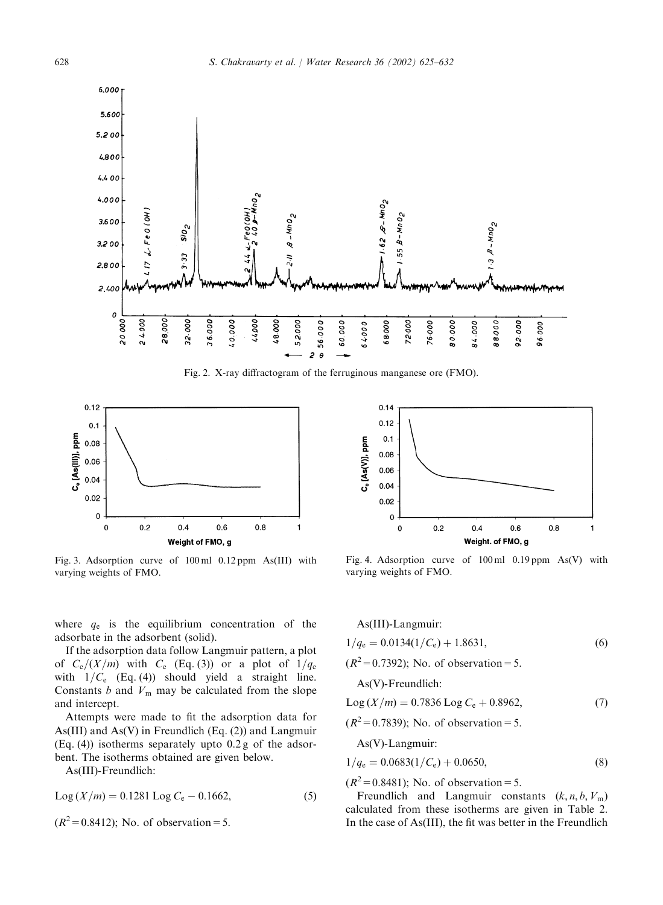Fig. 2. X-ray diffractogram of the ferruginous manganese ore (FMO).

Fig. 3. Adsorption curve of 100 ml 0.12 ppm As(III) with varying weights of FMO.

Fig. 4. Adsorption curve of 100 ml 0.19 ppm As(V) with varying weights of FMO.

where $q_e$ is the equilibrium concentration of the adsorbate in the adsorbent (solid).

If the adsorption data follow Langmuir pattern, a plot of $C_e/(X/m)$ with $C_e$ (Eq. (3)) or a plot of $1/q_e$ with $1/C_e$ (Eq. (4)) should yield a straight line. Constants $b$ and $V_m$ may be calculated from the slope and intercept.

Attempts were made to fit the adsorption data for As(III) and As(V) in Freundlich (Eq. (2)) and Langmuir (Eq. (4)) isotherms separately upto 0.2 g of the adsorbent. The isotherms obtained are given below.

As(III)-Freundlich:

$$\text{Log}\,(X/m) = 0.1281\,\text{Log}\,C_e - 0.1662, \tag{5}$$

($R^2 = 0.8412$); No. of observation = 5.

As(III)-Langmuir:

$$1/q_e = 0.0134(1/C_e) + 1.8631, \tag{6}$$

($R^2 = 0.7392$); No. of observation = 5.

As(V)-Freundlich:

$$\text{Log}\,(X/m) = 0.7836\,\text{Log}\,C_e + 0.8962, \tag{7}$$

($R^2 = 0.7839$); No. of observation = 5.

As(V)-Langmuir:

$$1/q_e = 0.0683(1/C_e) + 0.0650, \tag{8}$$

($R^2 = 0.8481$); No. of observation = 5.

Freundlich and Langmuir constants ($k, n, b, V_m$) calculated from these isotherms are given in Table 2. In the case of As(III), the fit was better in the Freundlich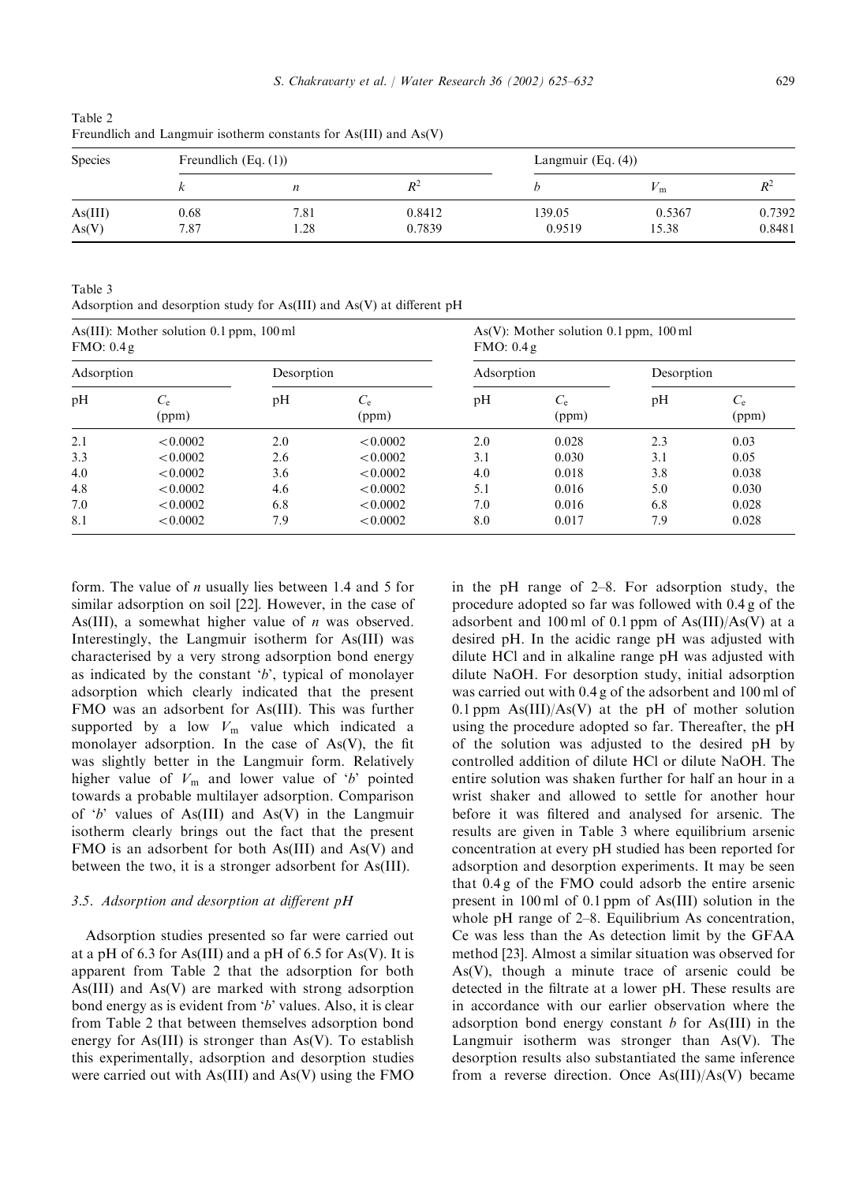Table 2
Freundlich and Langmuir isotherm constants for As(III) and As(V)

| Species | Freundlich (Eq. (1)) | | | Langmuir (Eq. (4)) | | |
|---|---|---|---|---|---|---|
| | $k$ | $n$ | $R^2$ | $b$ | $V_m$ | $R^2$ |
| As(III) | 0.68 | 7.81 | 0.8412 | 139.05 | 0.5367 | 0.7392 |
| As(V) | 7.87 | 1.28 | 0.7839 | 0.9519 | 15.38 | 0.8481 |

Table 3
Adsorption and desorption study for As(III) and As(V) at different pH

| As(III): Mother solution 0.1 ppm, 100 ml FMO: 0.4 g | | | | As(V): Mother solution 0.1 ppm, 100 ml FMO: 0.4 g | | | |
|---|---|---|---|---|---|---|---|
| Adsorption | | Desorption | | Adsorption | | Desorption | |
| pH | $C_e$ (ppm) | pH | $C_e$ (ppm) | pH | $C_e$ (ppm) | pH | $C_e$ (ppm) |
| 2.1 | <0.0002 | 2.0 | <0.0002 | 2.0 | 0.028 | 2.3 | 0.03 |
| 3.3 | <0.0002 | 2.6 | <0.0002 | 3.1 | 0.030 | 3.1 | 0.05 |
| 4.0 | <0.0002 | 3.6 | <0.0002 | 4.0 | 0.018 | 3.8 | 0.038 |
| 4.8 | <0.0002 | 4.6 | <0.0002 | 5.1 | 0.016 | 5.0 | 0.030 |
| 7.0 | <0.0002 | 6.8 | <0.0002 | 7.0 | 0.016 | 6.8 | 0.028 |
| 8.1 | <0.0002 | 7.9 | <0.0002 | 8.0 | 0.017 | 7.9 | 0.028 |

form. The value of $n$ usually lies between 1.4 and 5 for similar adsorption on soil [22]. However, in the case of As(III), a somewhat higher value of $n$ was observed. Interestingly, the Langmuir isotherm for As(III) was characterised by a very strong adsorption bond energy as indicated by the constant '$b$', typical of monolayer adsorption which clearly indicated that the present FMO was an adsorbent for As(III). This was further supported by a low $V_m$ value which indicated a monolayer adsorption. In the case of As(V), the fit was slightly better in the Langmuir form. Relatively higher value of $V_m$ and lower value of '$b$' pointed towards a probable multilayer adsorption. Comparison of '$b$' values of As(III) and As(V) in the Langmuir isotherm clearly brings out the fact that the present FMO is an adsorbent for both As(III) and As(V) and between the two, it is a stronger adsorbent for As(III).

### 3.5. Adsorption and desorption at different pH

Adsorption studies presented so far were carried out at a pH of 6.3 for As(III) and a pH of 6.5 for As(V). It is apparent from Table 2 that the adsorption for both As(III) and As(V) are marked with strong adsorption bond energy as is evident from '$b$' values. Also, it is clear from Table 2 that between themselves adsorption bond energy for As(III) is stronger than As(V). To establish this experimentally, adsorption and desorption studies were carried out with As(III) and As(V) using the FMO in the pH range of 2–8. For adsorption study, the procedure adopted so far was followed with 0.4 g of the adsorbent and 100 ml of 0.1 ppm of As(III)/As(V) at a desired pH. In the acidic range pH was adjusted with dilute HCl and in alkaline range pH was adjusted with dilute NaOH. For desorption study, initial adsorption was carried out with 0.4 g of the adsorbent and 100 ml of 0.1 ppm As(III)/As(V) at the pH of mother solution using the procedure adopted so far. Thereafter, the pH of the solution was adjusted to the desired pH by controlled addition of dilute HCl or dilute NaOH. The entire solution was shaken further for half an hour in a wrist shaker and allowed to settle for another hour before it was filtered and analysed for arsenic. The results are given in Table 3 where equilibrium arsenic concentration at every pH studied has been reported for adsorption and desorption experiments. It may be seen that 0.4 g of the FMO could adsorb the entire arsenic present in 100 ml of 0.1 ppm of As(III) solution in the whole pH range of 2–8. Equilibrium As concentration, Ce was less than the As detection limit by the GFAA method [23]. Almost a similar situation was observed for As(V), though a minute trace of arsenic could be detected in the filtrate at a lower pH. These results are in accordance with our earlier observation where the adsorption bond energy constant $b$ for As(III) in the Langmuir isotherm was stronger than As(V). The desorption results also substantiated the same inference from a reverse direction. Once As(III)/As(V) became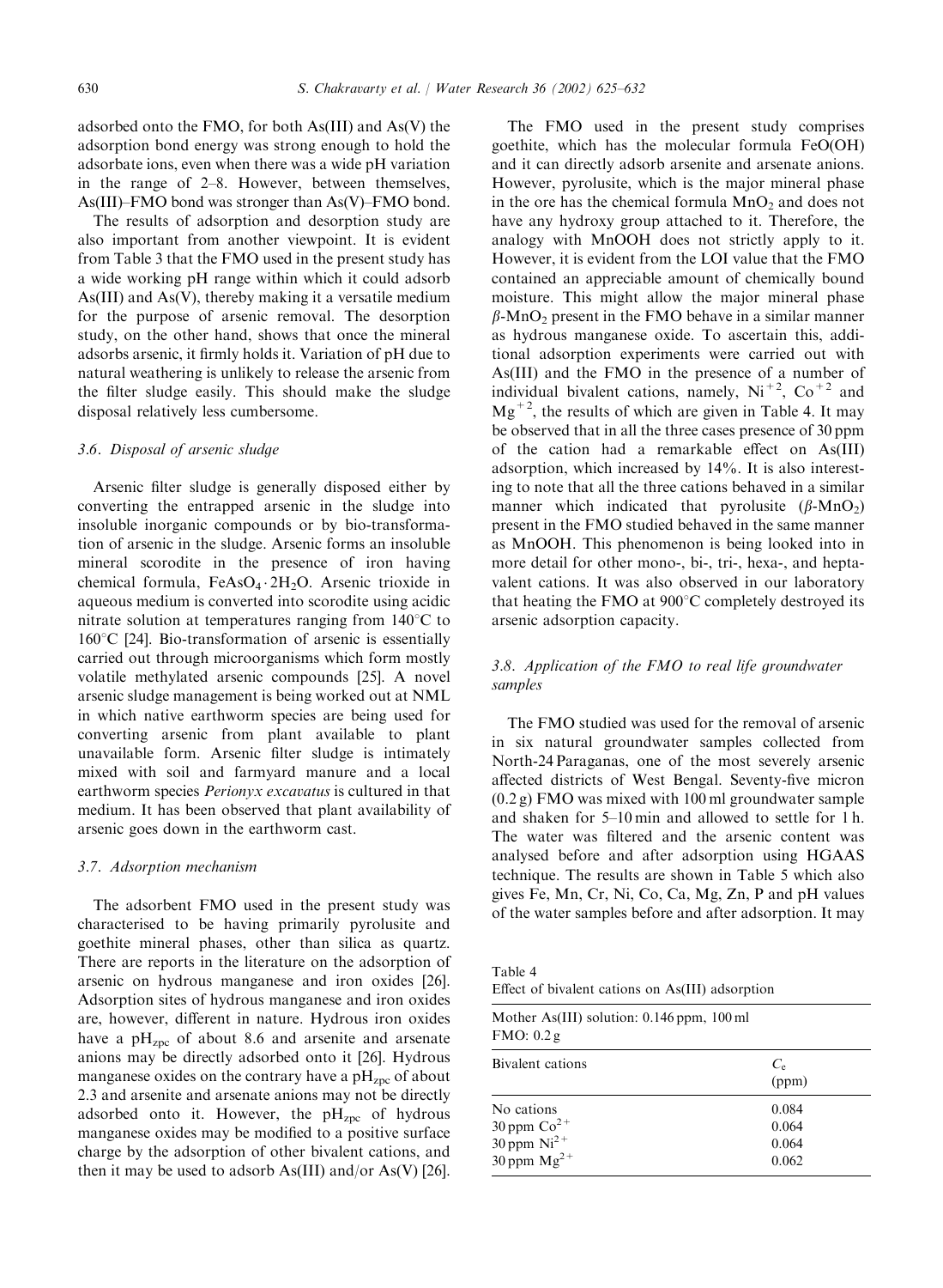adsorbed onto the FMO, for both As(III) and As(V) the adsorption bond energy was strong enough to hold the adsorbate ions, even when there was a wide pH variation in the range of 2–8. However, between themselves, As(III)–FMO bond was stronger than As(V)–FMO bond.

The results of adsorption and desorption study are also important from another viewpoint. It is evident from Table 3 that the FMO used in the present study has a wide working pH range within which it could adsorb As(III) and As(V), thereby making it a versatile medium for the purpose of arsenic removal. The desorption study, on the other hand, shows that once the mineral adsorbs arsenic, it firmly holds it. Variation of pH due to natural weathering is unlikely to release the arsenic from the filter sludge easily. This should make the sludge disposal relatively less cumbersome.

### 3.6. Disposal of arsenic sludge

Arsenic filter sludge is generally disposed either by converting the entrapped arsenic in the sludge into insoluble inorganic compounds or by bio-transformation of arsenic in the sludge. Arsenic forms an insoluble mineral scorodite in the presence of iron having chemical formula, $FeAsO_4 \cdot 2H_2O$. Arsenic trioxide in aqueous medium is converted into scorodite using acidic nitrate solution at temperatures ranging from 140°C to 160°C [24]. Bio-transformation of arsenic is essentially carried out through microorganisms which form mostly volatile methylated arsenic compounds [25]. A novel arsenic sludge management is being worked out at NML in which native earthworm species are being used for converting arsenic from plant available to plant unavailable form. Arsenic filter sludge is intimately mixed with soil and farmyard manure and a local earthworm species *Perionyx excavatus* is cultured in that medium. It has been observed that plant availability of arsenic goes down in the earthworm cast.

### 3.7. Adsorption mechanism

The adsorbent FMO used in the present study was characterised to be having primarily pyrolusite and goethite mineral phases, other than silica as quartz. There are reports in the literature on the adsorption of arsenic on hydrous manganese and iron oxides [26]. Adsorption sites of hydrous manganese and iron oxides are, however, different in nature. Hydrous iron oxides have a $pH_{zpc}$ of about 8.6 and arsenite and arsenate anions may be directly adsorbed onto it [26]. Hydrous manganese oxides on the contrary have a $pH_{zpc}$ of about 2.3 and arsenite and arsenate anions may not be directly adsorbed onto it. However, the $pH_{zpc}$ of hydrous manganese oxides may be modified to a positive surface charge by the adsorption of other bivalent cations, and then it may be used to adsorb As(III) and/or As(V) [26].

The FMO used in the present study comprises goethite, which has the molecular formula FeO(OH) and it can directly adsorb arsenite and arsenate anions. However, pyrolusite, which is the major mineral phase in the ore has the chemical formula $MnO_2$ and does not have any hydroxy group attached to it. Therefore, the analogy with MnOOH does not strictly apply to it. However, it is evident from the LOI value that the FMO contained an appreciable amount of chemically bound moisture. This might allow the major mineral phase $\beta$-$MnO_2$ present in the FMO behave in a similar manner as hydrous manganese oxide. To ascertain this, additional adsorption experiments were carried out with As(III) and the FMO in the presence of a number of individual bivalent cations, namely, $Ni^{+2}$, $Co^{+2}$ and $Mg^{+2}$, the results of which are given in Table 4. It may be observed that in all the three cases presence of 30 ppm of the cation had a remarkable effect on As(III) adsorption, which increased by 14%. It is also interesting to note that all the three cations behaved in a similar manner which indicated that pyrolusite ($\beta$-$MnO_2$) present in the FMO studied behaved in the same manner as MnOOH. This phenomenon is being looked into in more detail for other mono-, bi-, tri-, hexa-, and heptavalent cations. It was also observed in our laboratory that heating the FMO at 900°C completely destroyed its arsenic adsorption capacity.

### 3.8. Application of the FMO to real life groundwater samples

The FMO studied was used for the removal of arsenic in six natural groundwater samples collected from North-24 Paraganas, one of the most severely arsenic affected districts of West Bengal. Seventy-five micron (0.2 g) FMO was mixed with 100 ml groundwater sample and shaken for 5–10 min and allowed to settle for 1 h. The water was filtered and the arsenic content was analysed before and after adsorption using HGAAS technique. The results are shown in Table 5 which also gives Fe, Mn, Cr, Ni, Co, Ca, Mg, Zn, P and pH values of the water samples before and after adsorption. It may

Table 4
Effect of bivalent cations on As(III) adsorption

Mother As(III) solution: 0.146 ppm, 100 ml
FMO: 0.2 g

| Bivalent cations | $C_e$ (ppm) |
|---|---|
| No cations | 0.084 |
| 30 ppm $Co^{2+}$ | 0.064 |
| 30 ppm $Ni^{2+}$ | 0.064 |
| 30 ppm $Mg^{2+}$ | 0.062 |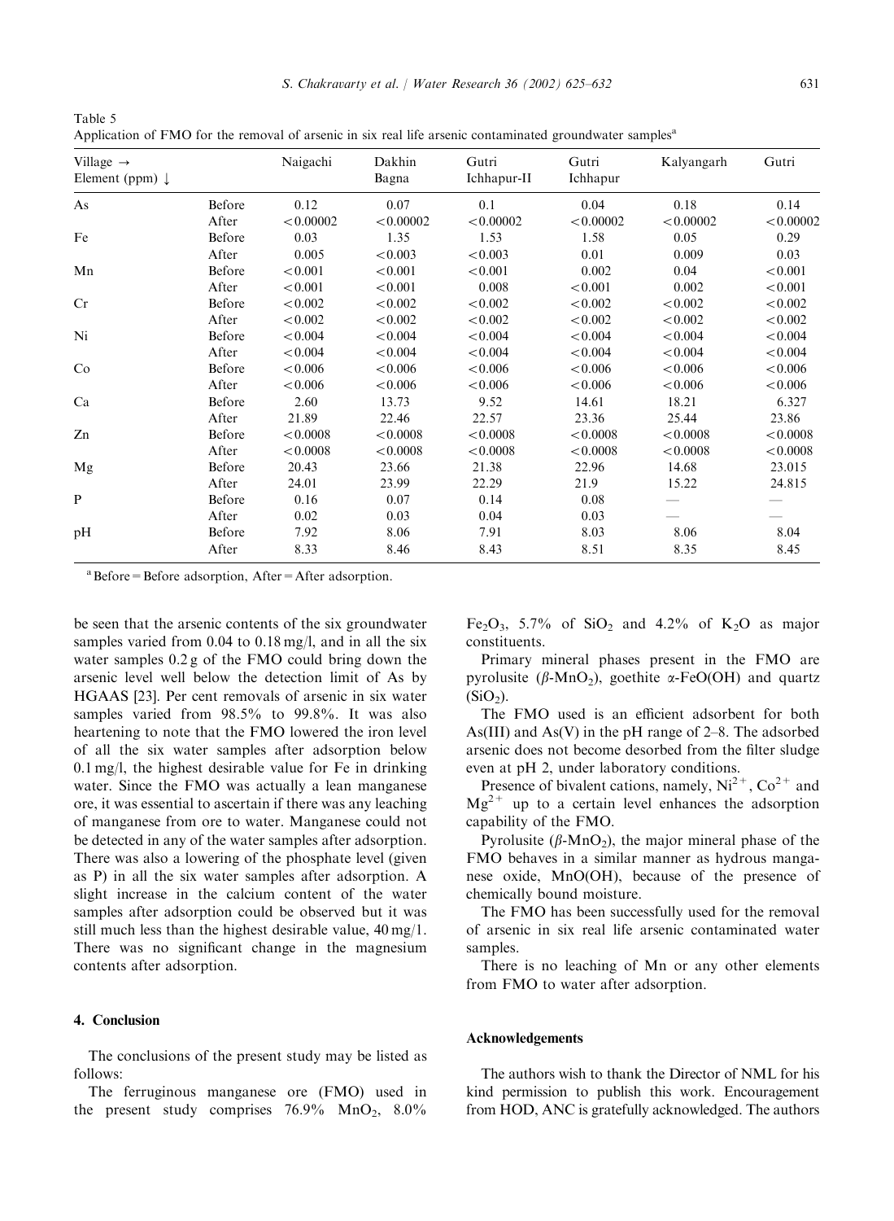Table 5
Application of FMO for the removal of arsenic in six real life arsenic contaminated groundwater samples[a]

| Village → Element (ppm) ↓ | | Naigachi | Dakhin Bagna | Gutri Ichhapur-II | Gutri Ichhapur | Kalyangarh | Gutri |
|---|---|---|---|---|---|---|---|
| As | Before | 0.12 | 0.07 | 0.1 | 0.04 | 0.18 | 0.14 |
| | After | <0.00002 | <0.00002 | <0.00002 | <0.00002 | <0.00002 | <0.00002 |
| Fe | Before | 0.03 | 1.35 | 1.53 | 1.58 | 0.05 | 0.29 |
| | After | 0.005 | <0.003 | <0.003 | 0.01 | 0.009 | 0.03 |
| Mn | Before | <0.001 | <0.001 | <0.001 | 0.002 | 0.04 | <0.001 |
| | After | <0.001 | <0.001 | 0.008 | <0.001 | 0.002 | <0.001 |
| Cr | Before | <0.002 | <0.002 | <0.002 | <0.002 | <0.002 | <0.002 |
| | After | <0.002 | <0.002 | <0.002 | <0.002 | <0.002 | <0.002 |
| Ni | Before | <0.004 | <0.004 | <0.004 | <0.004 | <0.004 | <0.004 |
| | After | <0.004 | <0.004 | <0.004 | <0.004 | <0.004 | <0.004 |
| Co | Before | <0.006 | <0.006 | <0.006 | <0.006 | <0.006 | <0.006 |
| | After | <0.006 | <0.006 | <0.006 | <0.006 | <0.006 | <0.006 |
| Ca | Before | 2.60 | 13.73 | 9.52 | 14.61 | 18.21 | 6.327 |
| | After | 21.89 | 22.46 | 22.57 | 23.36 | 25.44 | 23.86 |
| Zn | Before | <0.0008 | <0.0008 | <0.0008 | <0.0008 | <0.0008 | <0.0008 |
| | After | <0.0008 | <0.0008 | <0.0008 | <0.0008 | <0.0008 | <0.0008 |
| Mg | Before | 20.43 | 23.66 | 21.38 | 22.96 | 14.68 | 23.015 |
| | After | 24.01 | 23.99 | 22.29 | 21.9 | 15.22 | 24.815 |
| P | Before | 0.16 | 0.07 | 0.14 | 0.08 | — | — |
| | After | 0.02 | 0.03 | 0.04 | 0.03 | — | — |
| pH | Before | 7.92 | 8.06 | 7.91 | 8.03 | 8.06 | 8.04 |
| | After | 8.33 | 8.46 | 8.43 | 8.51 | 8.35 | 8.45 |

[a] Before = Before adsorption, After = After adsorption.

be seen that the arsenic contents of the six groundwater samples varied from 0.04 to 0.18 mg/l, and in all the six water samples 0.2 g of the FMO could bring down the arsenic level well below the detection limit of As by HGAAS [23]. Per cent removals of arsenic in six water samples varied from 98.5% to 99.8%. It was also heartening to note that the FMO lowered the iron level of all the six water samples after adsorption below 0.1 mg/l, the highest desirable value for Fe in drinking water. Since the FMO was actually a lean manganese ore, it was essential to ascertain if there was any leaching of manganese from ore to water. Manganese could not be detected in any of the water samples after adsorption. There was also a lowering of the phosphate level (given as P) in all the six water samples after adsorption. A slight increase in the calcium content of the water samples after adsorption could be observed but it was still much less than the highest desirable value, 40 mg/1. There was no significant change in the magnesium contents after adsorption.

## 4. Conclusion

The conclusions of the present study may be listed as follows:

The ferruginous manganese ore (FMO) used in the present study comprises 76.9% $MnO_2$, 8.0% $Fe_2O_3$, 5.7% of $SiO_2$ and 4.2% of $K_2O$ as major constituents.

Primary mineral phases present in the FMO are pyrolusite ($\beta$-$MnO_2$), goethite $\alpha$-FeO(OH) and quartz ($SiO_2$).

The FMO used is an efficient adsorbent for both As(III) and As(V) in the pH range of 2–8. The adsorbed arsenic does not become desorbed from the filter sludge even at pH 2, under laboratory conditions.

Presence of bivalent cations, namely, $Ni^{2+}$, $Co^{2+}$ and $Mg^{2+}$ up to a certain level enhances the adsorption capability of the FMO.

Pyrolusite ($\beta$-$MnO_2$), the major mineral phase of the FMO behaves in a similar manner as hydrous manganese oxide, MnO(OH), because of the presence of chemically bound moisture.

The FMO has been successfully used for the removal of arsenic in six real life arsenic contaminated water samples.

There is no leaching of Mn or any other elements from FMO to water after adsorption.

## Acknowledgements

The authors wish to thank the Director of NML for his kind permission to publish this work. Encouragement from HOD, ANC is gratefully acknowledged. The authors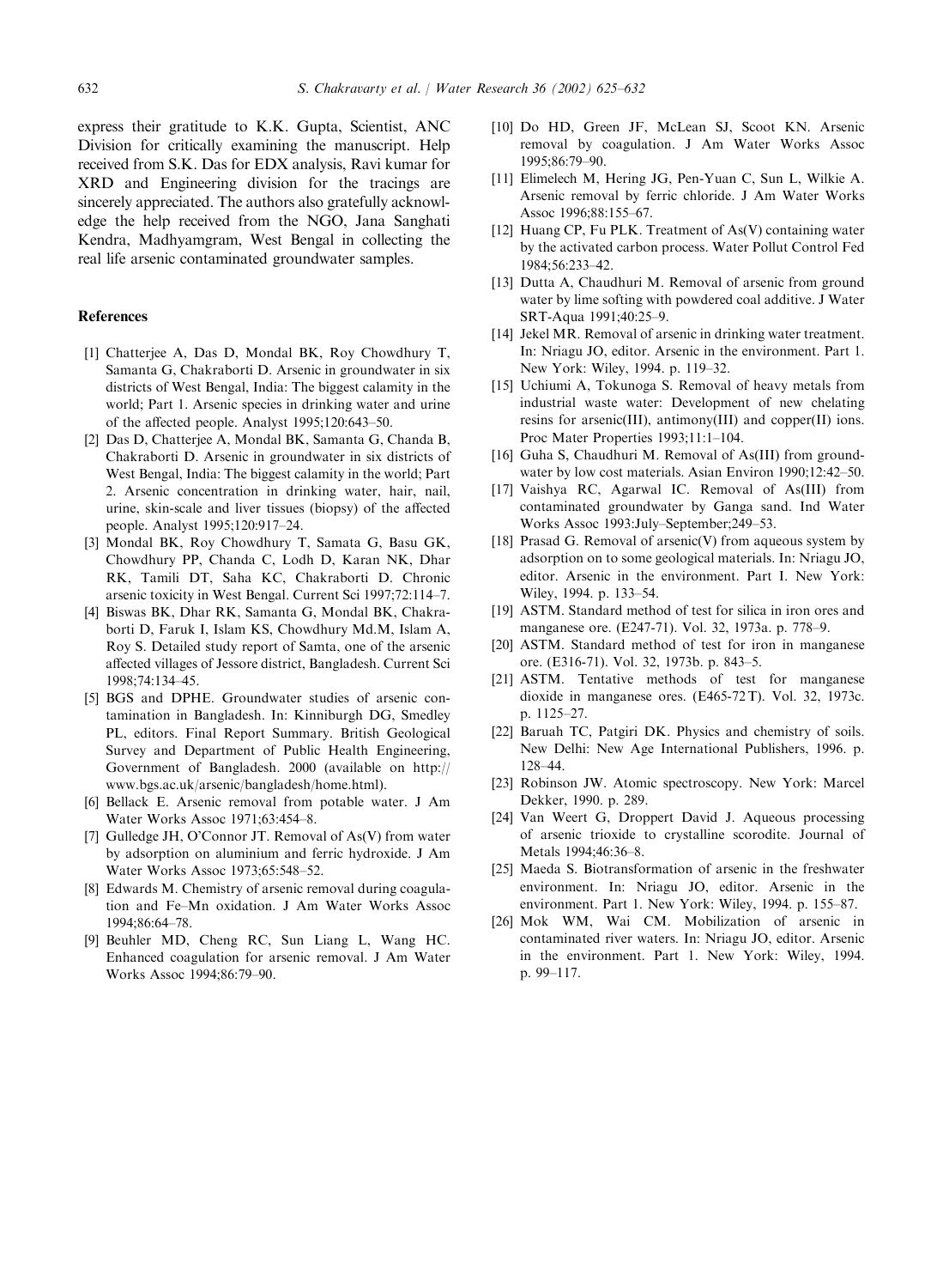express their gratitude to K.K. Gupta, Scientist, ANC Division for critically examining the manuscript. Help received from S.K. Das for EDX analysis, Ravi kumar for XRD and Engineering division for the tracings are sincerely appreciated. The authors also gratefully acknowledge the help received from the NGO, Jana Sanghati Kendra, Madhyamgram, West Bengal in collecting the real life arsenic contaminated groundwater samples.

## References

[1] Chatterjee A, Das D, Mondal BK, Roy Chowdhury T, Samanta G, Chakraborti D. Arsenic in groundwater in six districts of West Bengal, India: The biggest calamity in the world; Part 1. Arsenic species in drinking water and urine of the affected people. Analyst 1995;120:643–50.

[2] Das D, Chatterjee A, Mondal BK, Samanta G, Chanda B, Chakraborti D. Arsenic in groundwater in six districts of West Bengal, India: The biggest calamity in the world; Part 2. Arsenic concentration in drinking water, hair, nail, urine, skin-scale and liver tissues (biopsy) of the affected people. Analyst 1995;120:917–24.

[3] Mondal BK, Roy Chowdhury T, Samata G, Basu GK, Chowdhury PP, Chanda C, Lodh D, Karan NK, Dhar RK, Tamili DT, Saha KC, Chakraborti D. Chronic arsenic toxicity in West Bengal. Current Sci 1997;72:114–7.

[4] Biswas BK, Dhar RK, Samanta G, Mondal BK, Chakraborti D, Faruk I, Islam KS, Chowdhury Md.M, Islam A, Roy S. Detailed study report of Samta, one of the arsenic affected villages of Jessore district, Bangladesh. Current Sci 1998;74:134–45.

[5] BGS and DPHE. Groundwater studies of arsenic contamination in Bangladesh. In: Kinniburgh DG, Smedley PL, editors. Final Report Summary. British Geological Survey and Department of Public Health Engineering, Government of Bangladesh. 2000 (available on http://www.bgs.ac.uk/arsenic/bangladesh/home.html).

[6] Bellack E. Arsenic removal from potable water. J Am Water Works Assoc 1971;63:454–8.

[7] Gulledge JH, O'Connor JT. Removal of As(V) from water by adsorption on aluminium and ferric hydroxide. J Am Water Works Assoc 1973;65:548–52.

[8] Edwards M. Chemistry of arsenic removal during coagulation and Fe–Mn oxidation. J Am Water Works Assoc 1994;86:64–78.

[9] Beuhler MD, Cheng RC, Sun Liang L, Wang HC. Enhanced coagulation for arsenic removal. J Am Water Works Assoc 1994;86:79–90.

[10] Do HD, Green JF, McLean SJ, Scoot KN. Arsenic removal by coagulation. J Am Water Works Assoc 1995;86:79–90.

[11] Elimelech M, Hering JG, Pen-Yuan C, Sun L, Wilkie A. Arsenic removal by ferric chloride. J Am Water Works Assoc 1996;88:155–67.

[12] Huang CP, Fu PLK. Treatment of As(V) containing water by the activated carbon process. Water Pollut Control Fed 1984;56:233–42.

[13] Dutta A, Chaudhuri M. Removal of arsenic from ground water by lime softing with powdered coal additive. J Water SRT-Aqua 1991;40:25–9.

[14] Jekel MR. Removal of arsenic in drinking water treatment. In: Nriagu JO, editor. Arsenic in the environment. Part 1. New York: Wiley, 1994. p. 119–32.

[15] Uchiumi A, Tokunoga S. Removal of heavy metals from industrial waste water: Development of new chelating resins for arsenic(III), antimony(III) and copper(II) ions. Proc Mater Properties 1993;11:1–104.

[16] Guha S, Chaudhuri M. Removal of As(III) from groundwater by low cost materials. Asian Environ 1990;12:42–50.

[17] Vaishya RC, Agarwal IC. Removal of As(III) from contaminated groundwater by Ganga sand. Ind Water Works Assoc 1993:July–September;249–53.

[18] Prasad G. Removal of arsenic(V) from aqueous system by adsorption on to some geological materials. In: Nriagu JO, editor. Arsenic in the environment. Part I. New York: Wiley, 1994. p. 133–54.

[19] ASTM. Standard method of test for silica in iron ores and manganese ore. (E247-71). Vol. 32, 1973a. p. 778–9.

[20] ASTM. Standard method of test for iron in manganese ore. (E316-71). Vol. 32, 1973b. p. 843–5.

[21] ASTM. Tentative methods of test for manganese dioxide in manganese ores. (E465-72 T). Vol. 32, 1973c. p. 1125–27.

[22] Baruah TC, Patgiri DK. Physics and chemistry of soils. New Delhi: New Age International Publishers, 1996. p. 128–44.

[23] Robinson JW. Atomic spectroscopy. New York: Marcel Dekker, 1990. p. 289.

[24] Van Weert G, Droppert David J. Aqueous processing of arsenic trioxide to crystalline scorodite. Journal of Metals 1994;46:36–8.

[25] Maeda S. Biotransformation of arsenic in the freshwater environment. In: Nriagu JO, editor. Arsenic in the environment. Part 1. New York: Wiley, 1994. p. 155–87.

[26] Mok WM, Wai CM. Mobilization of arsenic in contaminated river waters. In: Nriagu JO, editor. Arsenic in the environment. Part 1. New York: Wiley, 1994. p. 99–117.